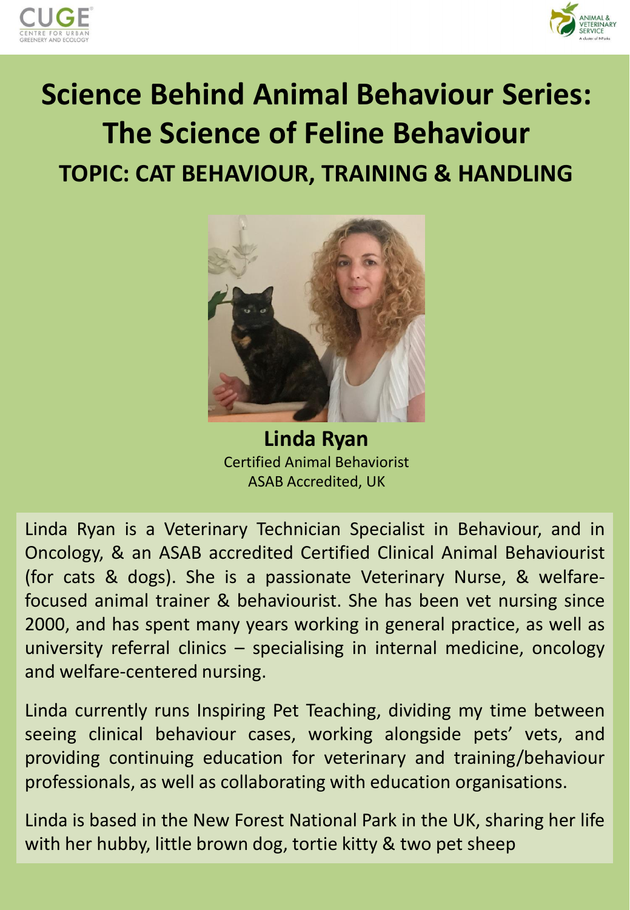CUGE
CENTRE FOR URBAN GREENERY AND ECOLOGY

ANIMAL & VETERINARY SERVICE
A cluster of NParks

# Science Behind Animal Behaviour Series: The Science of Feline Behaviour

## TOPIC: CAT BEHAVIOUR, TRAINING & HANDLING

**Linda Ryan**
Certified Animal Behaviorist
ASAB Accredited, UK

Linda Ryan is a Veterinary Technician Specialist in Behaviour, and in Oncology, & an ASAB accredited Certified Clinical Animal Behaviourist (for cats & dogs). She is a passionate Veterinary Nurse, & welfare-focused animal trainer & behaviourist. She has been vet nursing since 2000, and has spent many years working in general practice, as well as university referral clinics – specialising in internal medicine, oncology and welfare-centered nursing.

Linda currently runs Inspiring Pet Teaching, dividing my time between seeing clinical behaviour cases, working alongside pets' vets, and providing continuing education for veterinary and training/behaviour professionals, as well as collaborating with education organisations.

Linda is based in the New Forest National Park in the UK, sharing her life with her hubby, little brown dog, tortie kitty & two pet sheep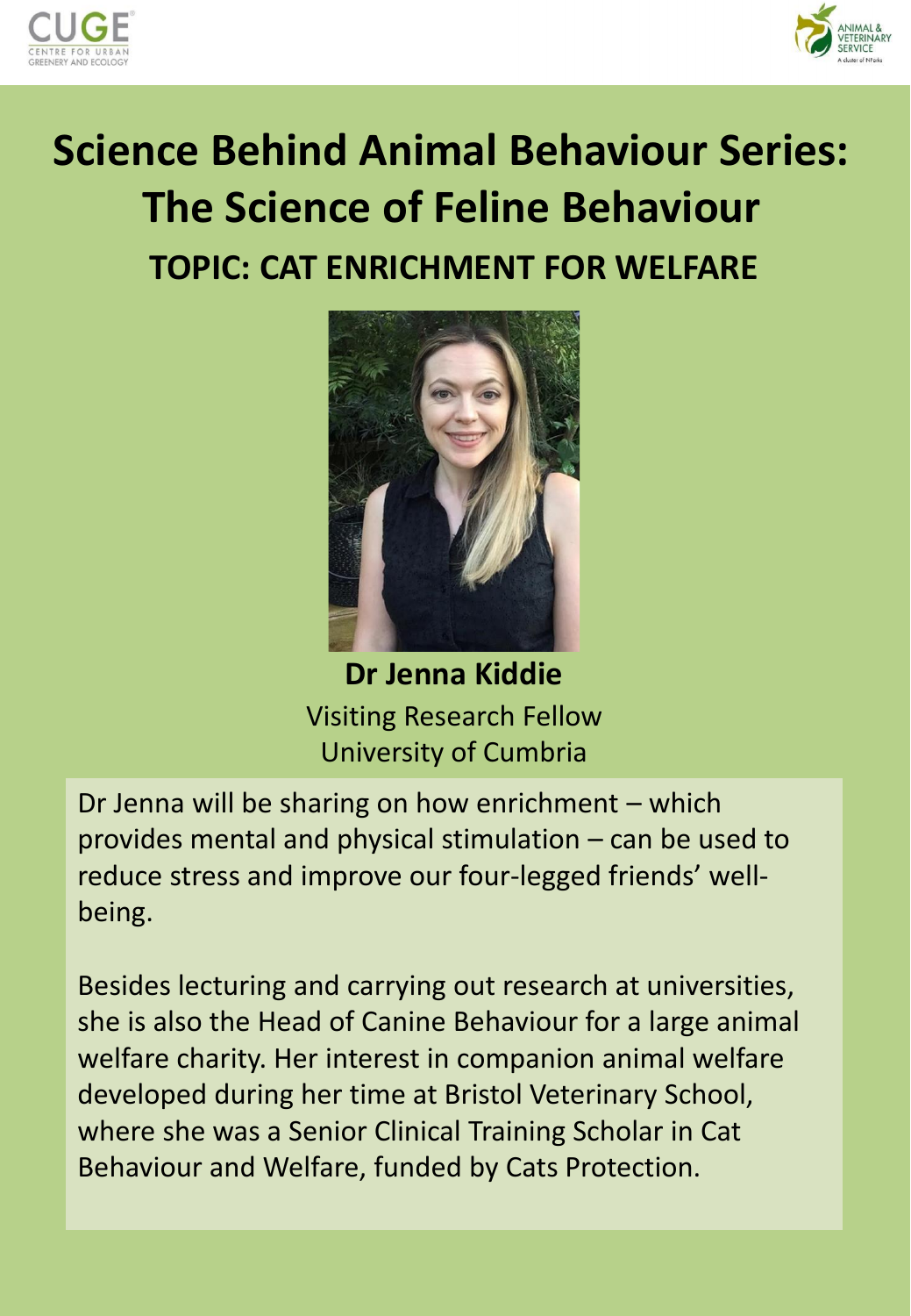CUGE CENTRE FOR URBAN GREENERY AND ECOLOGY

ANIMAL & VETERINARY SERVICE A cluster of NParks

# Science Behind Animal Behaviour Series: The Science of Feline Behaviour

## TOPIC: CAT ENRICHMENT FOR WELFARE

**Dr Jenna Kiddie**

Visiting Research Fellow

University of Cumbria

Dr Jenna will be sharing on how enrichment – which provides mental and physical stimulation – can be used to reduce stress and improve our four-legged friends' well-being.

Besides lecturing and carrying out research at universities, she is also the Head of Canine Behaviour for a large animal welfare charity. Her interest in companion animal welfare developed during her time at Bristol Veterinary School, where she was a Senior Clinical Training Scholar in Cat Behaviour and Welfare, funded by Cats Protection.